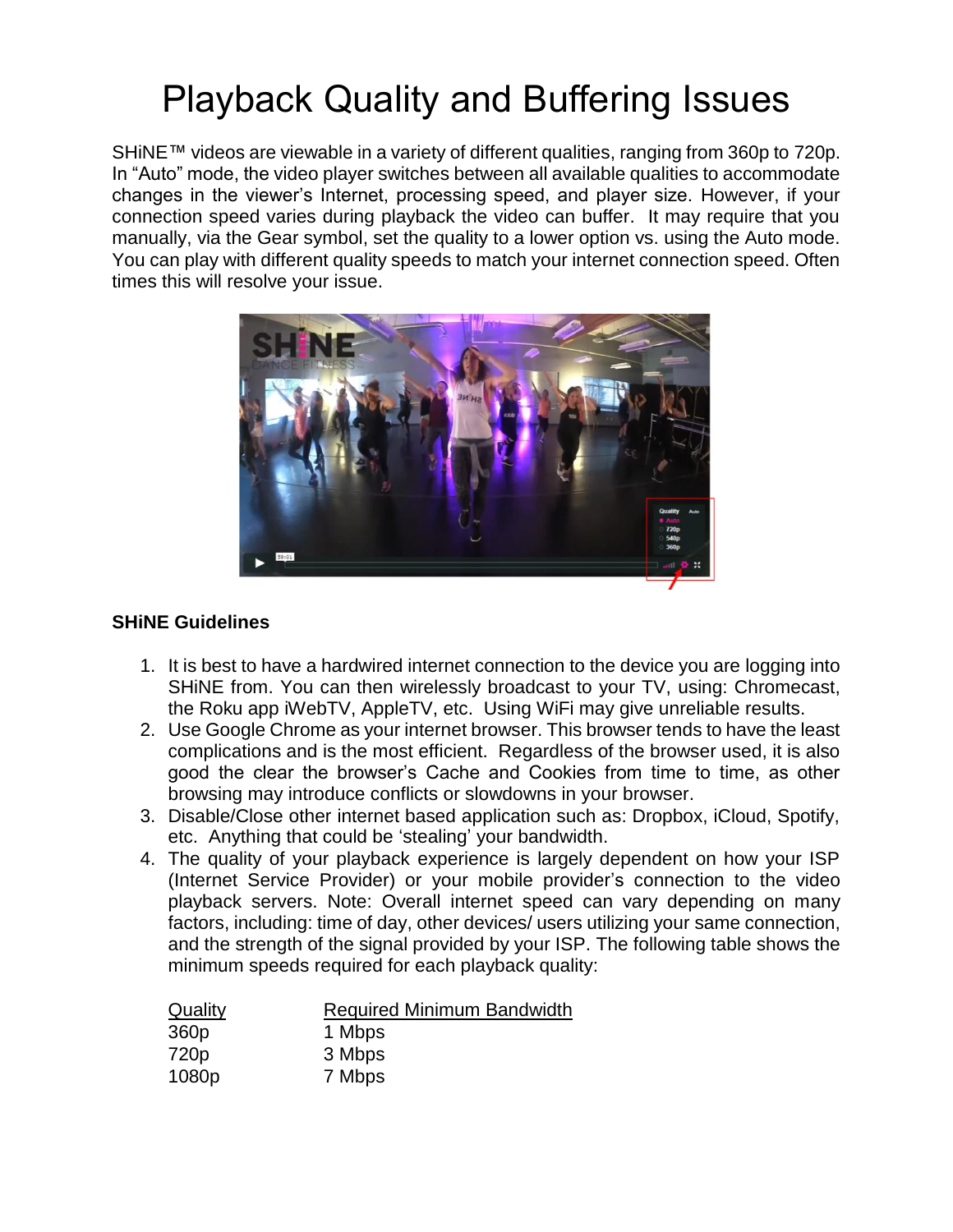# Playback Quality and Buffering Issues

SHiNE™ videos are viewable in a variety of different qualities, ranging from 360p to 720p. In "Auto" mode, the video player switches between all available qualities to accommodate changes in the viewer's Internet, processing speed, and player size. However, if your connection speed varies during playback the video can buffer. It may require that you manually, via the Gear symbol, set the quality to a lower option vs. using the Auto mode. You can play with different quality speeds to match your internet connection speed. Often times this will resolve your issue.

**SHiNE Guidelines**

1. It is best to have a hardwired internet connection to the device you are logging into SHiNE from. You can then wirelessly broadcast to your TV, using: Chromecast, the Roku app iWebTV, AppleTV, etc. Using WiFi may give unreliable results.
2. Use Google Chrome as your internet browser. This browser tends to have the least complications and is the most efficient. Regardless of the browser used, it is also good the clear the browser's Cache and Cookies from time to time, as other browsing may introduce conflicts or slowdowns in your browser.
3. Disable/Close other internet based application such as: Dropbox, iCloud, Spotify, etc. Anything that could be 'stealing' your bandwidth.
4. The quality of your playback experience is largely dependent on how your ISP (Internet Service Provider) or your mobile provider's connection to the video playback servers. Note: Overall internet speed can vary depending on many factors, including: time of day, other devices/ users utilizing your same connection, and the strength of the signal provided by your ISP. The following table shows the minimum speeds required for each playback quality:

| Quality | Required Minimum Bandwidth |
|---|---|
| 360p | 1 Mbps |
| 720p | 3 Mbps |
| 1080p | 7 Mbps |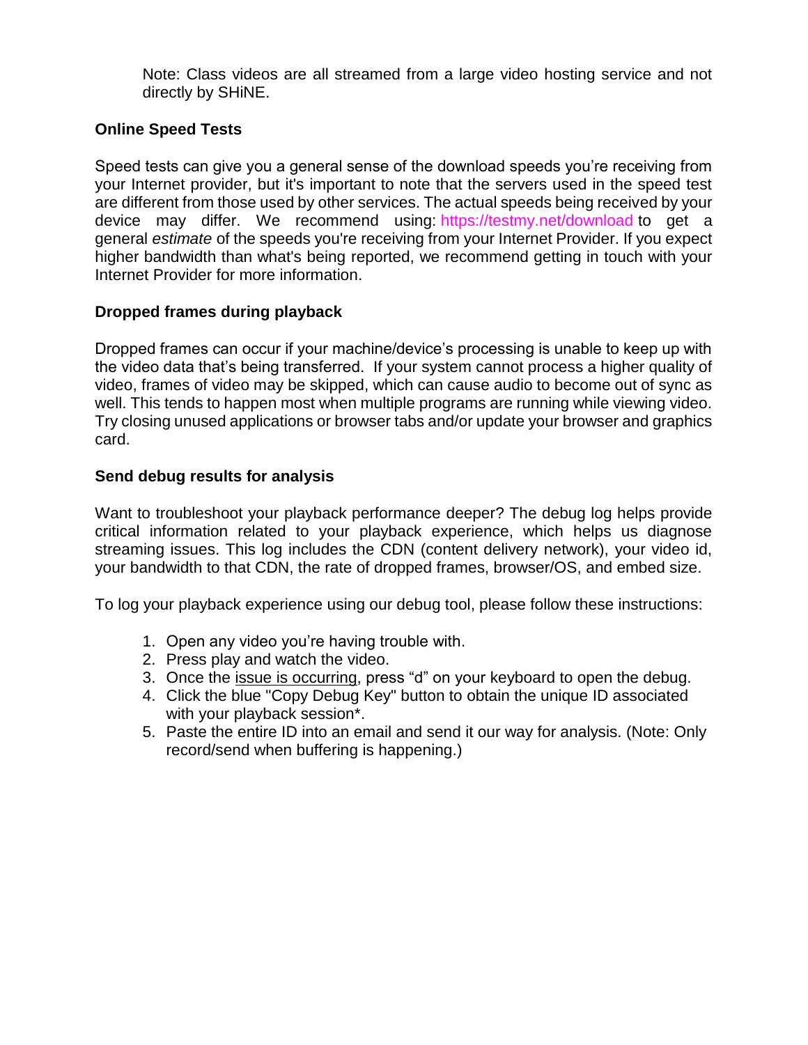Note: Class videos are all streamed from a large video hosting service and not directly by SHiNE.

**Online Speed Tests**

Speed tests can give you a general sense of the download speeds you're receiving from your Internet provider, but it's important to note that the servers used in the speed test are different from those used by other services. The actual speeds being received by your device may differ. We recommend using: https://testmy.net/download to get a general *estimate* of the speeds you're receiving from your Internet Provider. If you expect higher bandwidth than what's being reported, we recommend getting in touch with your Internet Provider for more information.

**Dropped frames during playback**

Dropped frames can occur if your machine/device's processing is unable to keep up with the video data that's being transferred. If your system cannot process a higher quality of video, frames of video may be skipped, which can cause audio to become out of sync as well. This tends to happen most when multiple programs are running while viewing video. Try closing unused applications or browser tabs and/or update your browser and graphics card.

**Send debug results for analysis**

Want to troubleshoot your playback performance deeper? The debug log helps provide critical information related to your playback experience, which helps us diagnose streaming issues. This log includes the CDN (content delivery network), your video id, your bandwidth to that CDN, the rate of dropped frames, browser/OS, and embed size.

To log your playback experience using our debug tool, please follow these instructions:

1. Open any video you're having trouble with.
2. Press play and watch the video.
3. Once the issue is occurring, press "d" on your keyboard to open the debug.
4. Click the blue "Copy Debug Key" button to obtain the unique ID associated with your playback session*.
5. Paste the entire ID into an email and send it our way for analysis. (Note: Only record/send when buffering is happening.)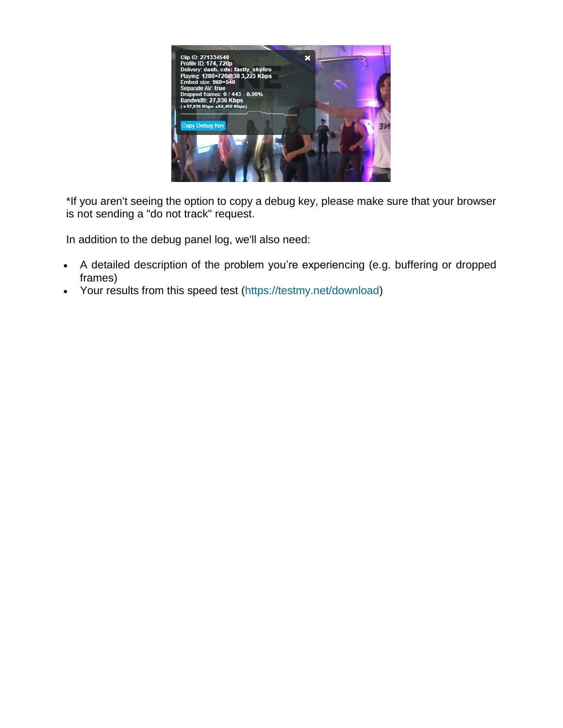*If you aren't seeing the option to copy a debug key, please make sure that your browser is not sending a "do not track" request.

In addition to the debug panel log, we'll also need:

- A detailed description of the problem you're experiencing (e.g. buffering or dropped frames)
- Your results from this speed test (https://testmy.net/download)